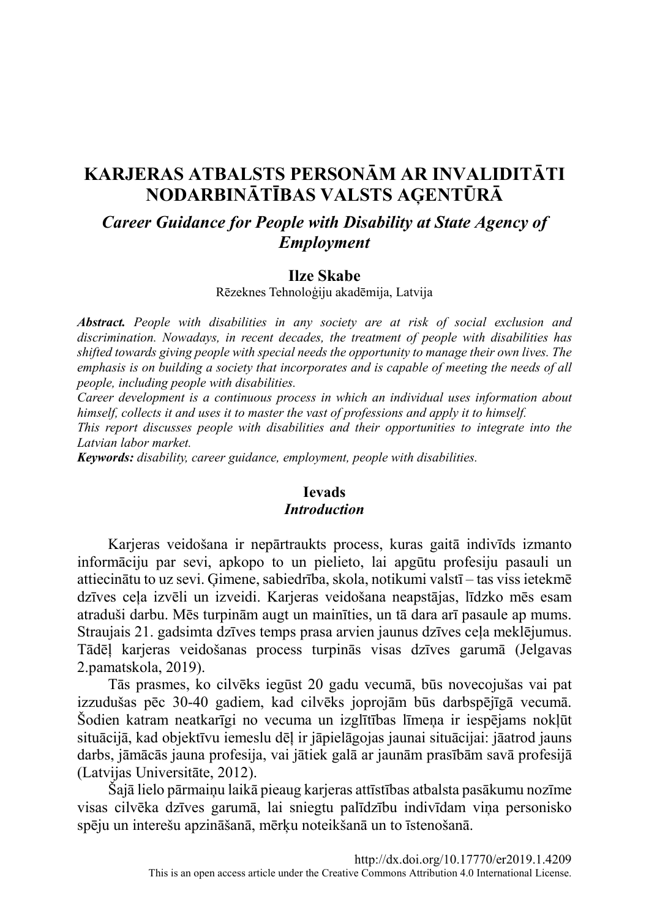# KARJERAS ATBALSTS PERSONĀM AR INVALIDITĀTI NODARBINĀTĪBAS VALSTS AĢENTŪRĀ

## *Career Guidance for People with Disability at State Agency of Employment*

**Ilze Skabe**

Rēzeknes Tehnoloģiju akadēmija, Latvija

***Abstract.*** *People with disabilities in any society are at risk of social exclusion and discrimination. Nowadays, in recent decades, the treatment of people with disabilities has shifted towards giving people with special needs the opportunity to manage their own lives. The emphasis is on building a society that incorporates and is capable of meeting the needs of all people, including people with disabilities.*

*Career development is a continuous process in which an individual uses information about himself, collects it and uses it to master the vast of professions and apply it to himself.*

*This report discusses people with disabilities and their opportunities to integrate into the Latvian labor market.*

***Keywords:*** *disability, career guidance, employment, people with disabilities.*

## Ievads
## *Introduction*

Karjeras veidošana ir nepārtraukts process, kuras gaitā indivīds izmanto informāciju par sevi, apkopo to un pielieto, lai apgūtu profesiju pasauli un attiecinātu to uz sevi. Ģimene, sabiedrība, skola, notikumi valstī – tas viss ietekmē dzīves ceļa izvēli un izveidi. Karjeras veidošana neapstājas, līdzko mēs esam atraduši darbu. Mēs turpinām augt un mainīties, un tā dara arī pasaule ap mums. Straujais 21. gadsimta dzīves temps prasa arvien jaunus dzīves ceļa meklējumus. Tādēļ karjeras veidošanas process turpinās visas dzīves garumā (Jelgavas 2.pamatskola, 2019).

Tās prasmes, ko cilvēks iegūst 20 gadu vecumā, būs novecojušas vai pat izzudušas pēc 30-40 gadiem, kad cilvēks joprojām būs darbspējīgā vecumā. Šodien katram neatkarīgi no vecuma un izglītības līmeņa ir iespējams nokļūt situācijā, kad objektīvu iemeslu dēļ ir jāpielāgojas jaunai situācijai: jāatrod jauns darbs, jāmācās jauna profesija, vai jātiek galā ar jaunām prasībām savā profesijā (Latvijas Universitāte, 2012).

Šajā lielo pārmaiņu laikā pieaug karjeras attīstības atbalsta pasākumu nozīme visas cilvēka dzīves garumā, lai sniegtu palīdzību indivīdam viņa personisko spēju un interešu apzināšanā, mērķu noteikšanā un to īstenošanā.

http://dx.doi.org/10.17770/er2019.1.4209

This is an open access article under the Creative Commons Attribution 4.0 International License.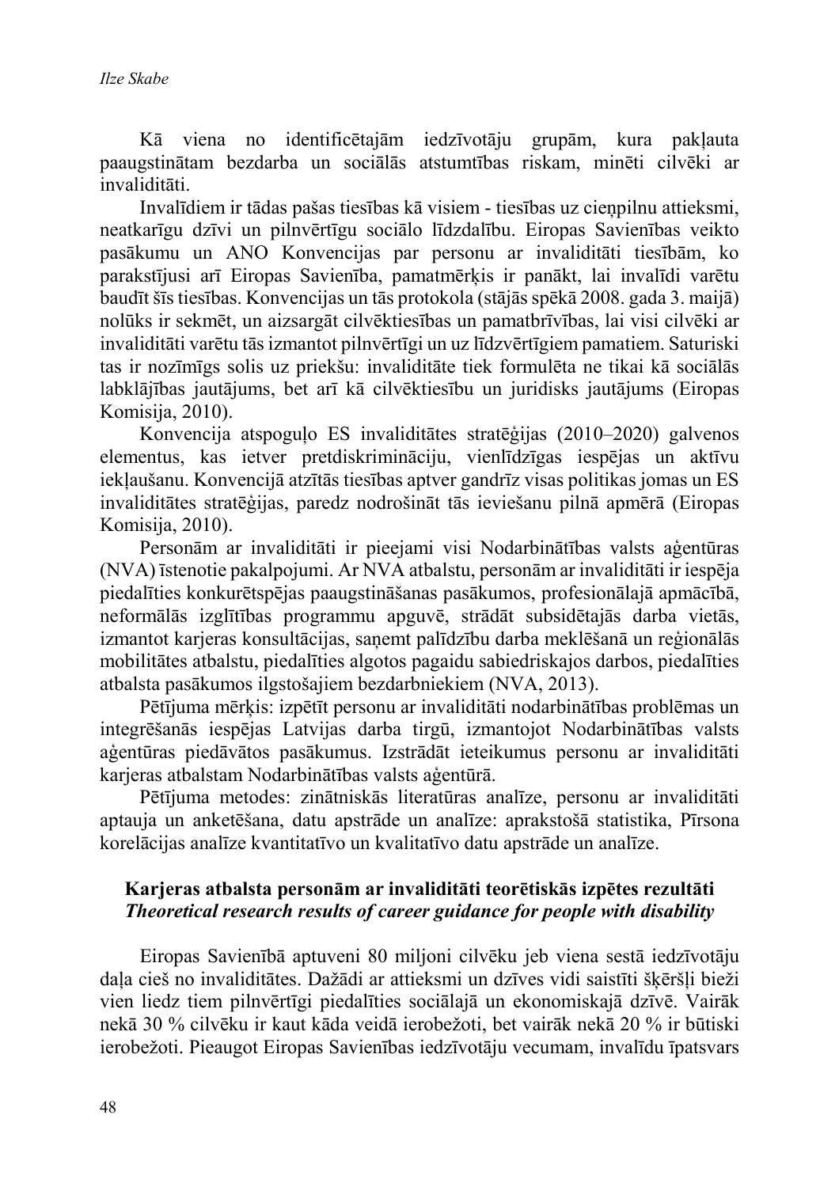Kā viena no identificētajām iedzīvotāju grupām, kura pakļauta paaugstinātam bezdarba un sociālās atstumtības riskam, minēti cilvēki ar invaliditāti.

Invalīdiem ir tādas pašas tiesības kā visiem - tiesības uz cieņpilnu attieksmi, neatkarīgu dzīvi un pilnvērtīgu sociālo līdzdalību. Eiropas Savienības veikto pasākumu un ANO Konvencijas par personu ar invaliditāti tiesībām, ko parakstījusi arī Eiropas Savienība, pamatmērķis ir panākt, lai invalīdi varētu baudīt šīs tiesības. Konvencijas un tās protokola (stājās spēkā 2008. gada 3. maijā) nolūks ir sekmēt, un aizsargāt cilvēktiesības un pamatbrīvības, lai visi cilvēki ar invaliditāti varētu tās izmantot pilnvērtīgi un uz līdzvērtīgiem pamatiem. Saturiski tas ir nozīmīgs solis uz priekšu: invaliditāte tiek formulēta ne tikai kā sociālās labklājības jautājums, bet arī kā cilvēktiesību un juridisks jautājums (Eiropas Komisija, 2010).

Konvencija atspoguļo ES invaliditātes stratēģijas (2010–2020) galvenos elementus, kas ietver pretdiskrimināciju, vienlīdzīgas iespējas un aktīvu iekļaušanu. Konvencijā atzītās tiesības aptver gandrīz visas politikas jomas un ES invaliditātes stratēģijas, paredz nodrošināt tās ieviešanu pilnā apmērā (Eiropas Komisija, 2010).

Personām ar invaliditāti ir pieejami visi Nodarbinātības valsts aģentūras (NVA) īstenotie pakalpojumi. Ar NVA atbalstu, personām ar invaliditāti ir iespēja piedalīties konkurētspējas paaugstināšanas pasākumos, profesionālajā apmācībā, neformālās izglītības programmu apguvē, strādāt subsidētajās darba vietās, izmantot karjeras konsultācijas, saņemt palīdzību darba meklēšanā un reģionālās mobilitātes atbalstu, piedalīties algotos pagaidu sabiedriskajos darbos, piedalīties atbalsta pasākumos ilgstošajiem bezdarbniekiem (NVA, 2013).

Pētījuma mērķis: izpētīt personu ar invaliditāti nodarbinātības problēmas un integrēšanās iespējas Latvijas darba tirgū, izmantojot Nodarbinātības valsts aģentūras piedāvātos pasākumus. Izstrādāt ieteikumus personu ar invaliditāti karjeras atbalstam Nodarbinātības valsts aģentūrā.

Pētījuma metodes: zinātniskās literatūras analīze, personu ar invaliditāti aptauja un anketēšana, datu apstrāde un analīze: aprakstošā statistika, Pīrsona korelācijas analīze kvantitatīvo un kvalitatīvo datu apstrāde un analīze.

## Karjeras atbalsta personām ar invaliditāti teorētiskās izpētes rezultāti
## *Theoretical research results of career guidance for people with disability*

Eiropas Savienībā aptuveni 80 miljoni cilvēku jeb viena sestā iedzīvotāju daļa cieš no invaliditātes. Dažādi ar attieksmi un dzīves vidi saistīti šķēršļi bieži vien liedz tiem pilnvērtīgi piedalīties sociālajā un ekonomiskajā dzīvē. Vairāk nekā 30 % cilvēku ir kaut kāda veidā ierobežoti, bet vairāk nekā 20 % ir būtiski ierobežoti. Pieaugot Eiropas Savienības iedzīvotāju vecumam, invalīdu īpatsvars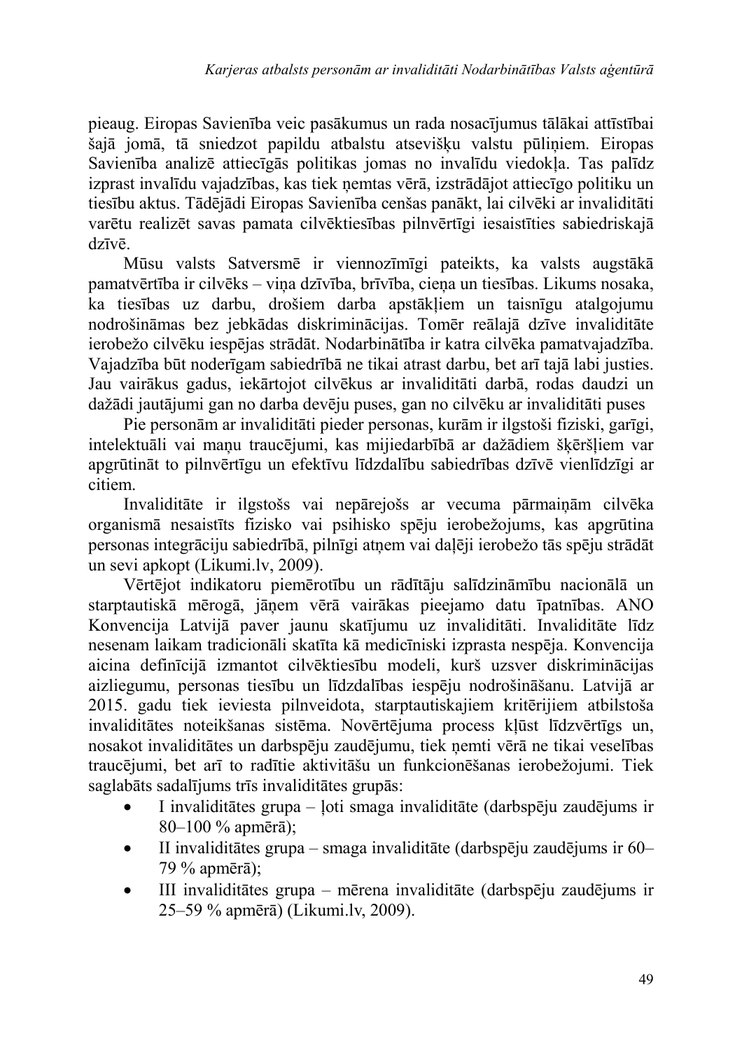pieaug. Eiropas Savienība veic pasākumus un rada nosacījumus tālākai attīstībai šajā jomā, tā sniedzot papildu atbalstu atsevišķu valstu pūliņiem. Eiropas Savienība analizē attiecīgās politikas jomas no invalīdu viedokļa. Tas palīdz izprast invalīdu vajadzības, kas tiek ņemtas vērā, izstrādājot attiecīgo politiku un tiesību aktus. Tādējādi Eiropas Savienība cenšas panākt, lai cilvēki ar invaliditāti varētu realizēt savas pamata cilvēktiesības pilnvērtīgi iesaistīties sabiedriskajā dzīvē.

Mūsu valsts Satversmē ir viennozīmīgi pateikts, ka valsts augstākā pamatvērtība ir cilvēks – viņa dzīvība, brīvība, cieņa un tiesības. Likums nosaka, ka tiesības uz darbu, drošiem darba apstākļiem un taisnīgu atalgojumu nodrošināmas bez jebkādas diskriminācijas. Tomēr reālajā dzīve invaliditāte ierobežo cilvēku iespējas strādāt. Nodarbinātība ir katra cilvēka pamatvajadzība. Vajadzība būt noderīgam sabiedrībā ne tikai atrast darbu, bet arī tajā labi justies. Jau vairākus gadus, iekārtojot cilvēkus ar invaliditāti darbā, rodas daudzi un dažādi jautājumi gan no darba devēju puses, gan no cilvēku ar invaliditāti puses

Pie personām ar invaliditāti pieder personas, kurām ir ilgstoši fiziski, garīgi, intelektuāli vai maņu traucējumi, kas mijiedarbībā ar dažādiem šķēršļiem var apgrūtināt to pilnvērtīgu un efektīvu līdzdalību sabiedrības dzīvē vienlīdzīgi ar citiem.

Invaliditāte ir ilgstošs vai nepārejošs ar vecuma pārmaiņām cilvēka organismā nesaistīts fizisko vai psihisko spēju ierobežojums, kas apgrūtina personas integrāciju sabiedrībā, pilnīgi atņem vai daļēji ierobežo tās spēju strādāt un sevi apkopt (Likumi.lv, 2009).

Vērtējot indikatoru piemērotību un rādītāju salīdzināmību nacionālā un starptautiskā mērogā, jāņem vērā vairākas pieejamo datu īpatnības. ANO Konvencija Latvijā paver jaunu skatījumu uz invaliditāti. Invaliditāte līdz nesenam laikam tradicionāli skatīta kā medicīniski izprasta nespēja. Konvencija aicina definīcijā izmantot cilvēktiesību modeli, kurš uzsver diskriminācijas aizliegumu, personas tiesību un līdzdalības iespēju nodrošināšanu. Latvijā ar 2015. gadu tiek ieviesta pilnveidota, starptautiskajiem kritērijiem atbilstoša invaliditātes noteikšanas sistēma. Novērtējuma process kļūst līdzvērtīgs un, nosakot invaliditātes un darbspēju zaudējumu, tiek ņemti vērā ne tikai veselības traucējumi, bet arī to radītie aktivitāšu un funkcionēšanas ierobežojumi. Tiek saglabāts sadalījums trīs invaliditātes grupās:

- I invaliditātes grupa – ļoti smaga invaliditāte (darbspēju zaudējums ir 80–100 % apmērā);
- II invaliditātes grupa – smaga invaliditāte (darbspēju zaudējums ir 60–79 % apmērā);
- III invaliditātes grupa – mērena invaliditāte (darbspēju zaudējums ir 25–59 % apmērā) (Likumi.lv, 2009).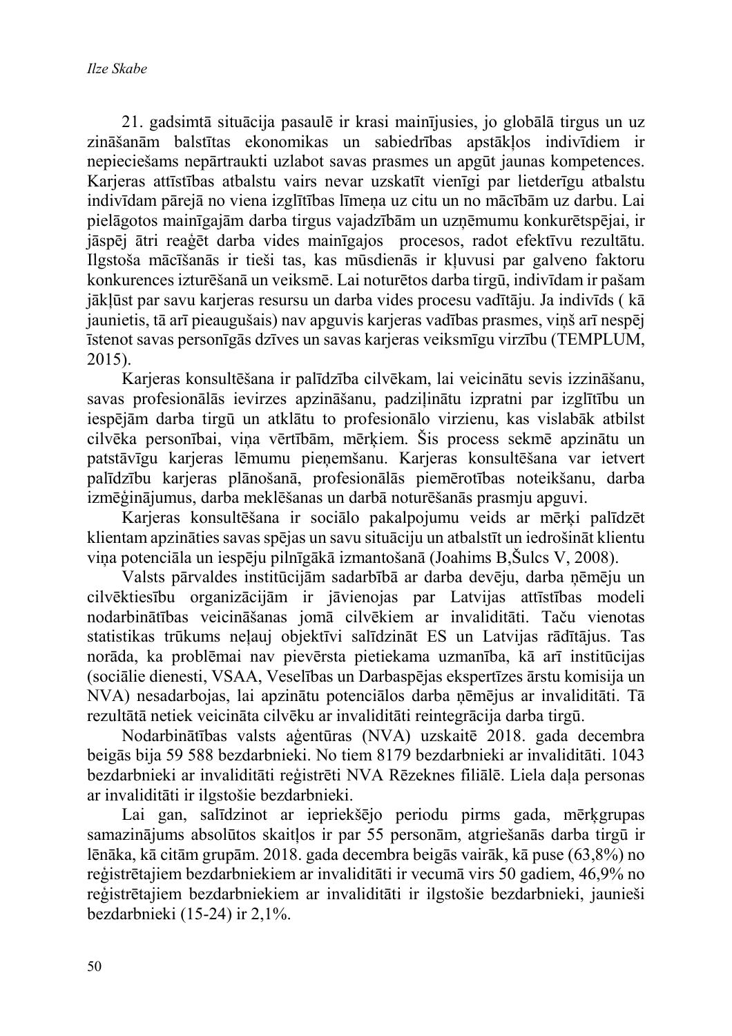21. gadsimtā situācija pasaulē ir krasi mainījusies, jo globālā tirgus un uz zināšanām balstītas ekonomikas un sabiedrības apstākļos indivīdiem ir nepieciešams nepārtraukti uzlabot savas prasmes un apgūt jaunas kompetences. Karjeras attīstības atbalstu vairs nevar uzskatīt vienīgi par lietderīgu atbalstu indivīdam pārejā no viena izglītības līmeņa uz citu un no mācībām uz darbu. Lai pielāgotos mainīgajām darba tirgus vajadzībām un uzņēmumu konkurētspējai, ir jāspēj ātri reaģēt darba vides mainīgajos procesos, radot efektīvu rezultātu. Ilgstoša mācīšanās ir tieši tas, kas mūsdienās ir kļuvusi par galveno faktoru konkurences izturēšanā un veiksmē. Lai noturētos darba tirgū, indivīdam ir pašam jākļūst par savu karjeras resursu un darba vides procesu vadītāju. Ja indivīds ( kā jaunietis, tā arī pieaugušais) nav apguvis karjeras vadības prasmes, viņš arī nespēj īstenot savas personīgās dzīves un savas karjeras veiksmīgu virzību (TEMPLUM, 2015).

Karjeras konsultēšana ir palīdzība cilvēkam, lai veicinātu sevis izzināšanu, savas profesionālās ievirzes apzināšanu, padziļinātu izpratni par izglītību un iespējām darba tirgū un atklātu to profesionālo virzienu, kas vislabāk atbilst cilvēka personībai, viņa vērtībām, mērķiem. Šis process sekmē apzinātu un patstāvīgu karjeras lēmumu pieņemšanu. Karjeras konsultēšana var ietvert palīdzību karjeras plānošanā, profesionālās piemērotības noteikšanu, darba izmēģinājumus, darba meklēšanas un darbā noturēšanās prasmju apguvi.

Karjeras konsultēšana ir sociālo pakalpojumu veids ar mērķi palīdzēt klientam apzināties savas spējas un savu situāciju un atbalstīt un iedrošināt klientu viņa potenciāla un iespēju pilnīgākā izmantošanā (Joahims B,Šulcs V, 2008).

Valsts pārvaldes institūcijām sadarbībā ar darba devēju, darba ņēmēju un cilvēktiesību organizācijām ir jāvienojas par Latvijas attīstības modeli nodarbinātības veicināšanas jomā cilvēkiem ar invaliditāti. Taču vienotas statistikas trūkums neļauj objektīvi salīdzināt ES un Latvijas rādītājus. Tas norāda, ka problēmai nav pievērsta pietiekama uzmanība, kā arī institūcijas (sociālie dienesti, VSAA, Veselības un Darbspējas ekspertīzes ārstu komisija un NVA) nesadarbojas, lai apzinātu potenciālos darba ņēmējus ar invaliditāti. Tā rezultātā netiek veicināta cilvēku ar invaliditāti reintegrācija darba tirgū.

Nodarbinātības valsts aģentūras (NVA) uzskaitē 2018. gada decembra beigās bija 59 588 bezdarbnieki. No tiem 8179 bezdarbnieki ar invaliditāti. 1043 bezdarbnieki ar invaliditāti reģistrēti NVA Rēzeknes filiālē. Liela daļa personas ar invaliditāti ir ilgstošie bezdarbnieki.

Lai gan, salīdzinot ar iepriekšējo periodu pirms gada, mērķgrupas samazinājums absolūtos skaitļos ir par 55 personām, atgriešanās darba tirgū ir lēnāka, kā citām grupām. 2018. gada decembra beigās vairāk, kā puse (63,8%) no reģistrētajiem bezdarbniekiem ar invaliditāti ir vecumā virs 50 gadiem, 46,9% no reģistrētajiem bezdarbniekiem ar invaliditāti ir ilgstošie bezdarbnieki, jaunieši bezdarbnieki (15-24) ir 2,1%.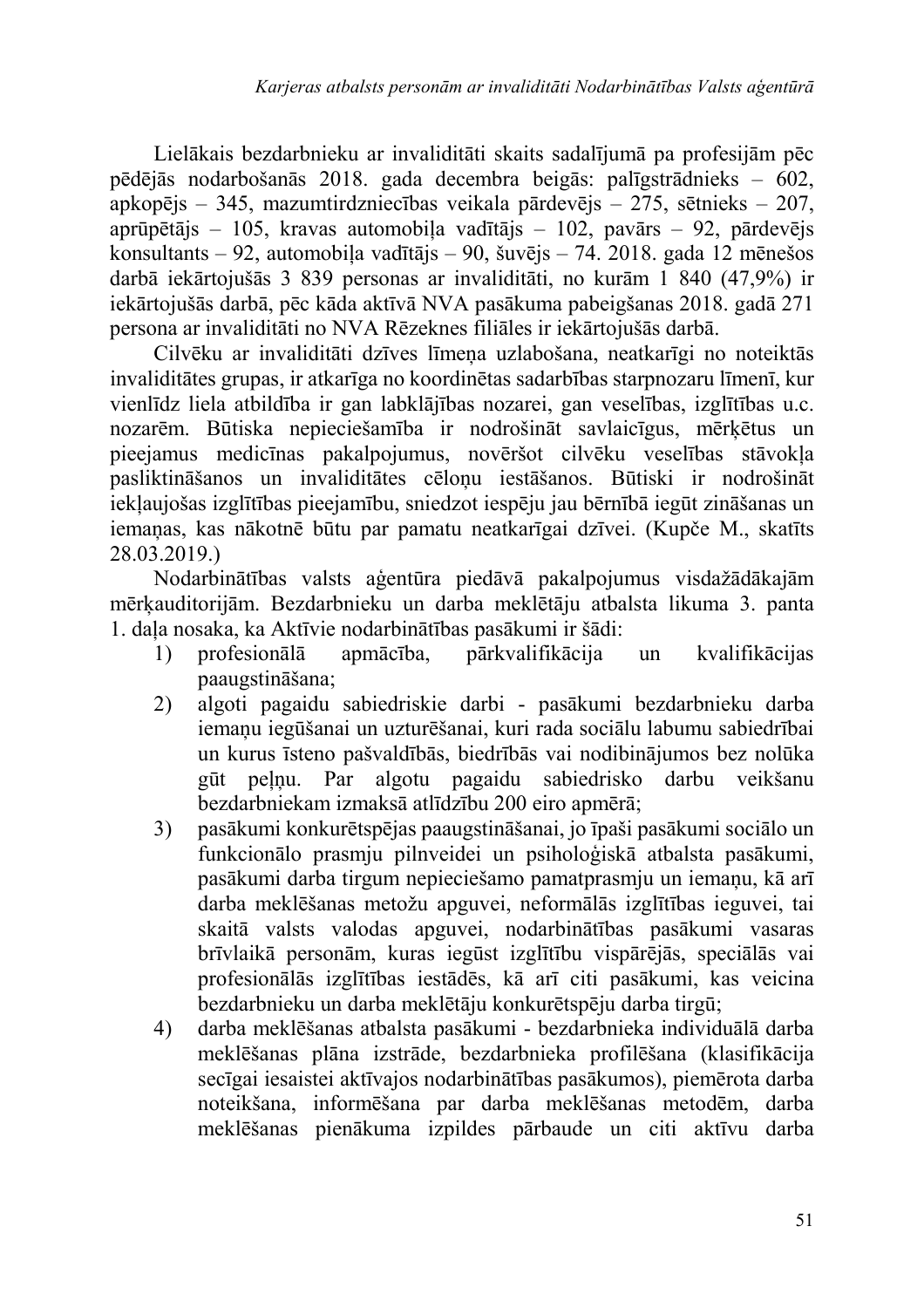Lielākais bezdarbnieku ar invaliditāti skaits sadalījumā pa profesijām pēc pēdējās nodarbošanās 2018. gada decembra beigās: palīgstrādnieks – 602, apkopējs – 345, mazumtirdzniecības veikala pārdevējs – 275, sētnieks – 207, aprūpētājs – 105, kravas automobiļa vadītājs – 102, pavārs – 92, pārdevējs konsultants – 92, automobiļa vadītājs – 90, šuvējs – 74. 2018. gada 12 mēnešos darbā iekārtojušās 3 839 personas ar invaliditāti, no kurām 1 840 (47,9%) ir iekārtojušās darbā, pēc kāda aktīvā NVA pasākuma pabeigšanas 2018. gadā 271 persona ar invaliditāti no NVA Rēzeknes filiāles ir iekārtojušās darbā.

Cilvēku ar invaliditāti dzīves līmeņa uzlabošana, neatkarīgi no noteiktās invaliditātes grupas, ir atkarīga no koordinētas sadarbības starpnozaru līmenī, kur vienlīdz liela atbildība ir gan labklājības nozarei, gan veselības, izglītības u.c. nozarēm. Būtiska nepieciešamība ir nodrošināt savlaicīgus, mērķētus un pieejamus medicīnas pakalpojumus, novēršot cilvēku veselības stāvokļa pasliktināšanos un invaliditātes cēloņu iestāšanos. Būtiski ir nodrošināt iekļaujošas izglītības pieejamību, sniedzot iespēju jau bērnībā iegūt zināšanas un iemaņas, kas nākotnē būtu par pamatu neatkarīgai dzīvei. (Kupče M., skatīts 28.03.2019.)

Nodarbinātības valsts aģentūra piedāvā pakalpojumus visdažādākajām mērķauditorijām. Bezdarbnieku un darba meklētāju atbalsta likuma 3. panta 1. daļa nosaka, ka Aktīvie nodarbinātības pasākumi ir šādi:

1) profesionālā apmācība, pārkvalifikācija un kvalifikācijas paaugstināšana;
2) algoti pagaidu sabiedriskie darbi - pasākumi bezdarbnieku darba iemaņu iegūšanai un uzturēšanai, kuri rada sociālu labumu sabiedrībai un kurus īsteno pašvaldībās, biedrībās vai nodibinājumos bez nolūka gūt peļņu. Par algotu pagaidu sabiedrisko darbu veikšanu bezdarbniekam izmaksā atlīdzību 200 eiro apmērā;
3) pasākumi konkurētspējas paaugstināšanai, jo īpaši pasākumi sociālo un funkcionālo prasmju pilnveidei un psiholoģiskā atbalsta pasākumi, pasākumi darba tirgum nepieciešamo pamatprasmju un iemaņu, kā arī darba meklēšanas metožu apguvei, neformālās izglītības ieguvei, tai skaitā valsts valodas apguvei, nodarbinātības pasākumi vasaras brīvlaikā personām, kuras iegūst izglītību vispārējās, speciālās vai profesionālās izglītības iestādēs, kā arī citi pasākumi, kas veicina bezdarbnieku un darba meklētāju konkurētspēju darba tirgū;
4) darba meklēšanas atbalsta pasākumi - bezdarbnieka individuālā darba meklēšanas plāna izstrāde, bezdarbnieka profilēšana (klasifikācija secīgai iesaistei aktīvajos nodarbinātības pasākumos), piemērota darba noteikšana, informēšana par darba meklēšanas metodēm, darba meklēšanas pienākuma izpildes pārbaude un citi aktīvu darba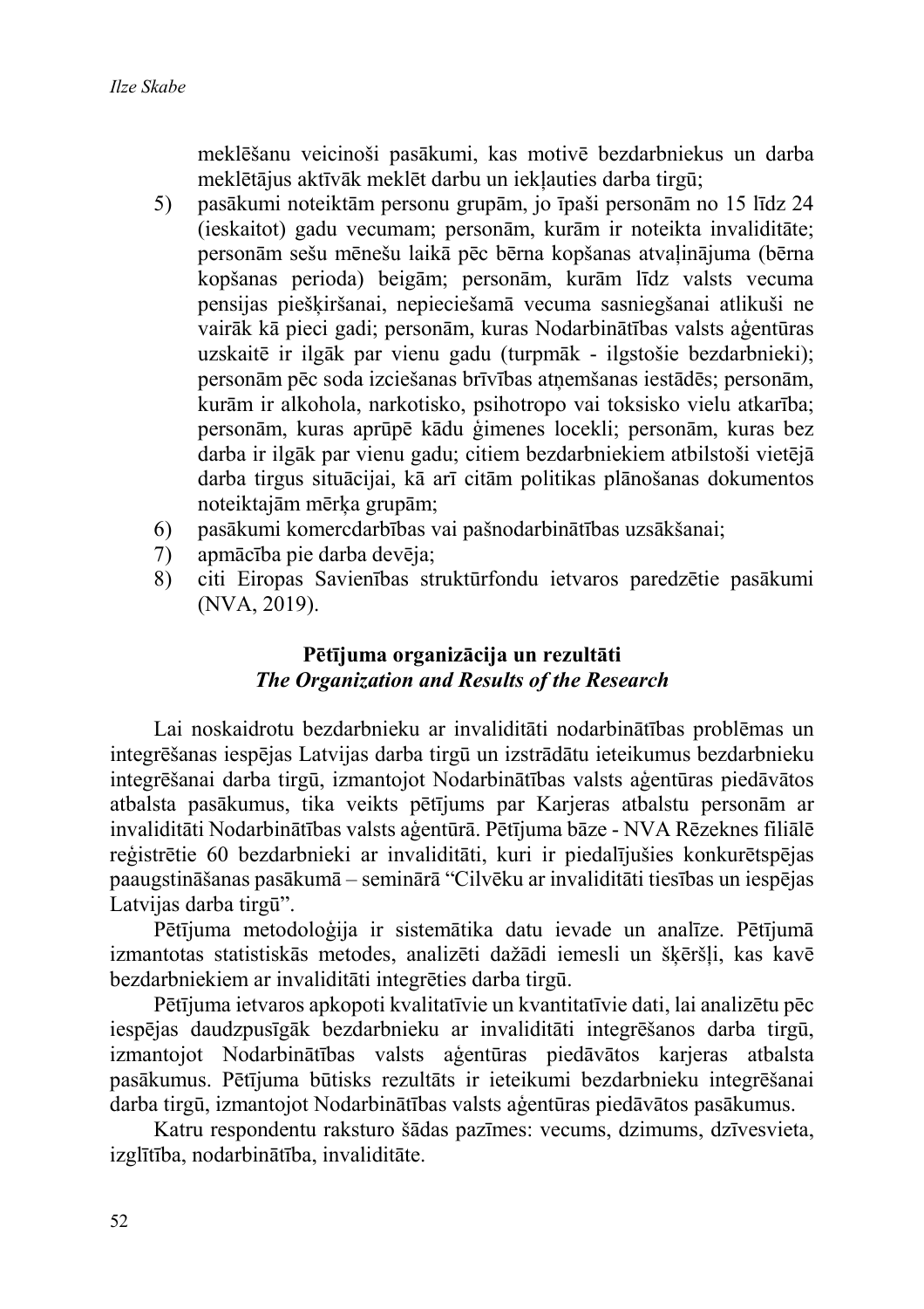meklēšanu veicinoši pasākumi, kas motivē bezdarbniekus un darba meklētājus aktīvāk meklēt darbu un iekļauties darba tirgū;

5) pasākumi noteiktām personu grupām, jo īpaši personām no 15 līdz 24 (ieskaitot) gadu vecumam; personām, kurām ir noteikta invaliditāte; personām sešu mēnešu laikā pēc bērna kopšanas atvaļinājuma (bērna kopšanas perioda) beigām; personām, kurām līdz valsts vecuma pensijas piešķiršanai, nepieciešamā vecuma sasniegšanai atlikuši ne vairāk kā pieci gadi; personām, kuras Nodarbinātības valsts aģentūras uzskaitē ir ilgāk par vienu gadu (turpmāk - ilgstošie bezdarbnieki); personām pēc soda izciešanas brīvības atņemšanas iestādēs; personām, kurām ir alkohola, narkotisko, psihotropo vai toksisko vielu atkarība; personām, kuras aprūpē kādu ģimenes locekli; personām, kuras bez darba ir ilgāk par vienu gadu; citiem bezdarbniekiem atbilstoši vietējā darba tirgus situācijai, kā arī citām politikas plānošanas dokumentos noteiktajām mērķa grupām;
6) pasākumi komercdarbības vai pašnodarbinātības uzsākšanai;
7) apmācība pie darba devēja;
8) citi Eiropas Savienības struktūrfondu ietvaros paredzētie pasākumi (NVA, 2019).

## Pētījuma organizācija un rezultāti
## *The Organization and Results of the Research*

Lai noskaidrotu bezdarbnieku ar invaliditāti nodarbinātības problēmas un integrēšanas iespējas Latvijas darba tirgū un izstrādātu ieteikumus bezdarbnieku integrēšanai darba tirgū, izmantojot Nodarbinātības valsts aģentūras piedāvātos atbalsta pasākumus, tika veikts pētījums par Karjeras atbalstu personām ar invaliditāti Nodarbinātības valsts aģentūrā. Pētījuma bāze - NVA Rēzeknes filiālē reģistrētie 60 bezdarbnieki ar invaliditāti, kuri ir piedalījušies konkurētspējas paaugstināšanas pasākumā – seminārā "Cilvēku ar invaliditāti tiesības un iespējas Latvijas darba tirgū".

Pētījuma metodoloģija ir sistemātika datu ievade un analīze. Pētījumā izmantotas statistiskās metodes, analizēti dažādi iemesli un šķēršļi, kas kavē bezdarbniekiem ar invaliditāti integrēties darba tirgū.

Pētījuma ietvaros apkopoti kvalitatīvie un kvantitatīvie dati, lai analizētu pēc iespējas daudzpusīgāk bezdarbnieku ar invaliditāti integrēšanos darba tirgū, izmantojot Nodarbinātības valsts aģentūras piedāvātos karjeras atbalsta pasākumus. Pētījuma būtisks rezultāts ir ieteikumi bezdarbnieku integrēšanai darba tirgū, izmantojot Nodarbinātības valsts aģentūras piedāvātos pasākumus.

Katru respondentu raksturo šādas pazīmes: vecums, dzimums, dzīvesvieta, izglītība, nodarbinātība, invaliditāte.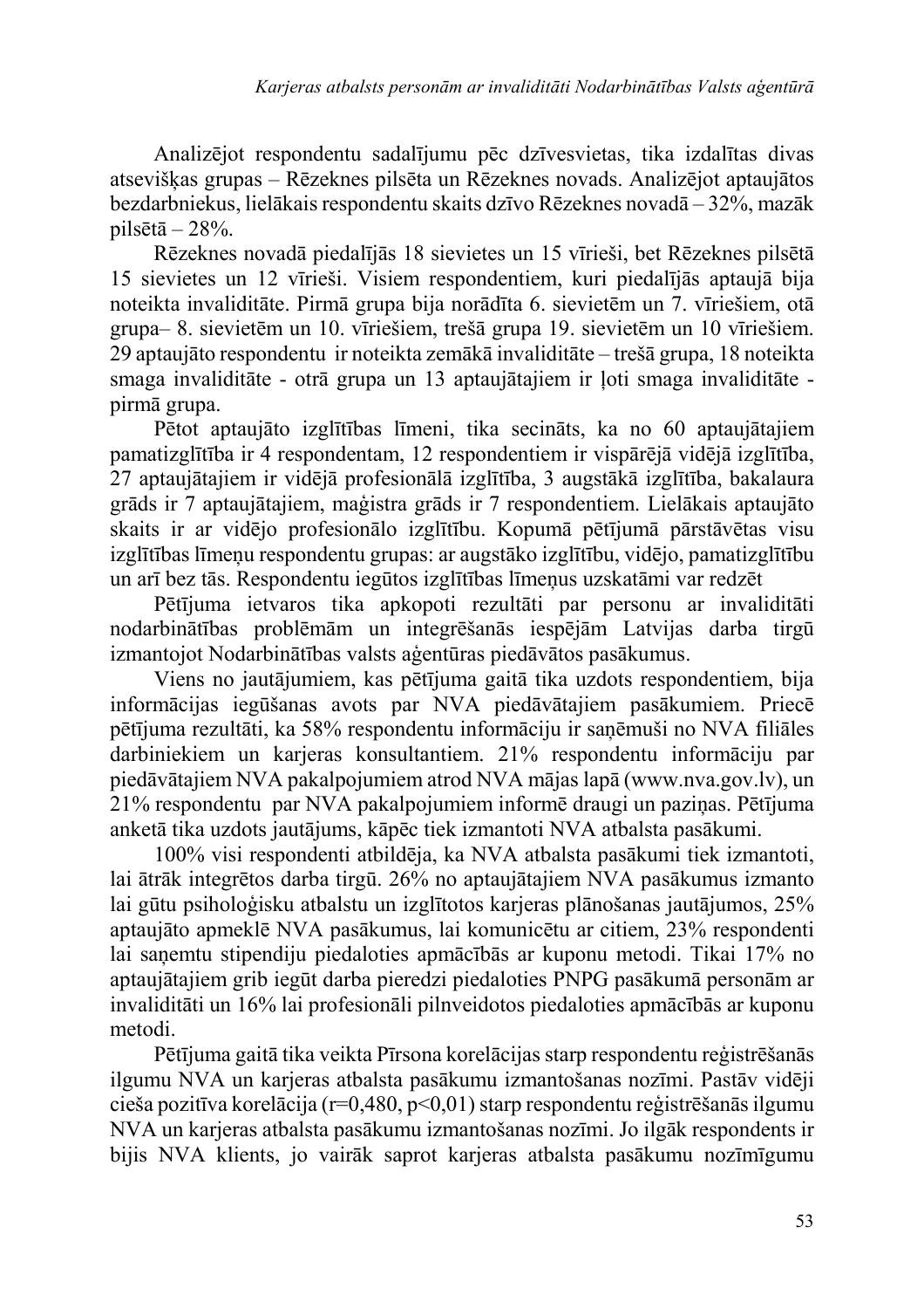Analizējot respondentu sadalījumu pēc dzīvesvietas, tika izdalītas divas atsevišķas grupas – Rēzeknes pilsēta un Rēzeknes novads. Analizējot aptaujātos bezdarbniekus, lielākais respondentu skaits dzīvo Rēzeknes novadā – 32%, mazāk pilsētā – 28%.

Rēzeknes novadā piedalījās 18 sievietes un 15 vīrieši, bet Rēzeknes pilsētā 15 sievietes un 12 vīrieši. Visiem respondentiem, kuri piedalījās aptaujā bija noteikta invaliditāte. Pirmā grupa bija norādīta 6. sievietēm un 7. vīriešiem, otā grupa– 8. sievietēm un 10. vīriešiem, trešā grupa 19. sievietēm un 10 vīriešiem. 29 aptaujāto respondentu ir noteikta zemākā invaliditāte – trešā grupa, 18 noteikta smaga invaliditāte - otrā grupa un 13 aptaujātajiem ir ļoti smaga invaliditāte - pirmā grupa.

Pētot aptaujāto izglītības līmeni, tika secināts, ka no 60 aptaujātajiem pamatizglītība ir 4 respondentam, 12 respondentiem ir vispārējā vidējā izglītība, 27 aptaujātajiem ir vidējā profesionālā izglītība, 3 augstākā izglītība, bakalaura grāds ir 7 aptaujātajiem, maģistra grāds ir 7 respondentiem. Lielākais aptaujāto skaits ir ar vidējo profesionālo izglītību. Kopumā pētījumā pārstāvētas visu izglītības līmeņu respondentu grupas: ar augstāko izglītību, vidējo, pamatizglītību un arī bez tās. Respondentu iegūtos izglītības līmeņus uzskatāmi var redzēt

Pētījuma ietvaros tika apkopoti rezultāti par personu ar invaliditāti nodarbinātības problēmām un integrēšanās iespējām Latvijas darba tirgū izmantojot Nodarbinātības valsts aģentūras piedāvātos pasākumus.

Viens no jautājumiem, kas pētījuma gaitā tika uzdots respondentiem, bija informācijas iegūšanas avots par NVA piedāvātajiem pasākumiem. Priecē pētījuma rezultāti, ka 58% respondentu informāciju ir saņēmuši no NVA filiāles darbiniekiem un karjeras konsultantiem. 21% respondentu informāciju par piedāvātajiem NVA pakalpojumiem atrod NVA mājas lapā (www.nva.gov.lv), un 21% respondentu par NVA pakalpojumiem informē draugi un paziņas. Pētījuma anketā tika uzdots jautājums, kāpēc tiek izmantoti NVA atbalsta pasākumi.

100% visi respondenti atbildēja, ka NVA atbalsta pasākumi tiek izmantoti, lai ātrāk integrētos darba tirgū. 26% no aptaujātajiem NVA pasākumus izmanto lai gūtu psiholoģisku atbalstu un izglītotos karjeras plānošanas jautājumos, 25% aptaujāto apmeklē NVA pasākumus, lai komunicētu ar citiem, 23% respondenti lai saņemtu stipendiju piedaloties apmācībās ar kuponu metodi. Tikai 17% no aptaujātajiem grib iegūt darba pieredzi piedaloties PNPG pasākumā personām ar invaliditāti un 16% lai profesionāli pilnveidotos piedaloties apmācībās ar kuponu metodi.

Pētījuma gaitā tika veikta Pīrsona korelācijas starp respondentu reģistrēšanās ilgumu NVA un karjeras atbalsta pasākumu izmantošanas nozīmi. Pastāv vidēji cieša pozitīva korelācija ($r=0{,}480$, $p<0{,}01$) starp respondentu reģistrēšanās ilgumu NVA un karjeras atbalsta pasākumu izmantošanas nozīmi. Jo ilgāk respondents ir bijis NVA klients, jo vairāk saprot karjeras atbalsta pasākumu nozīmīgumu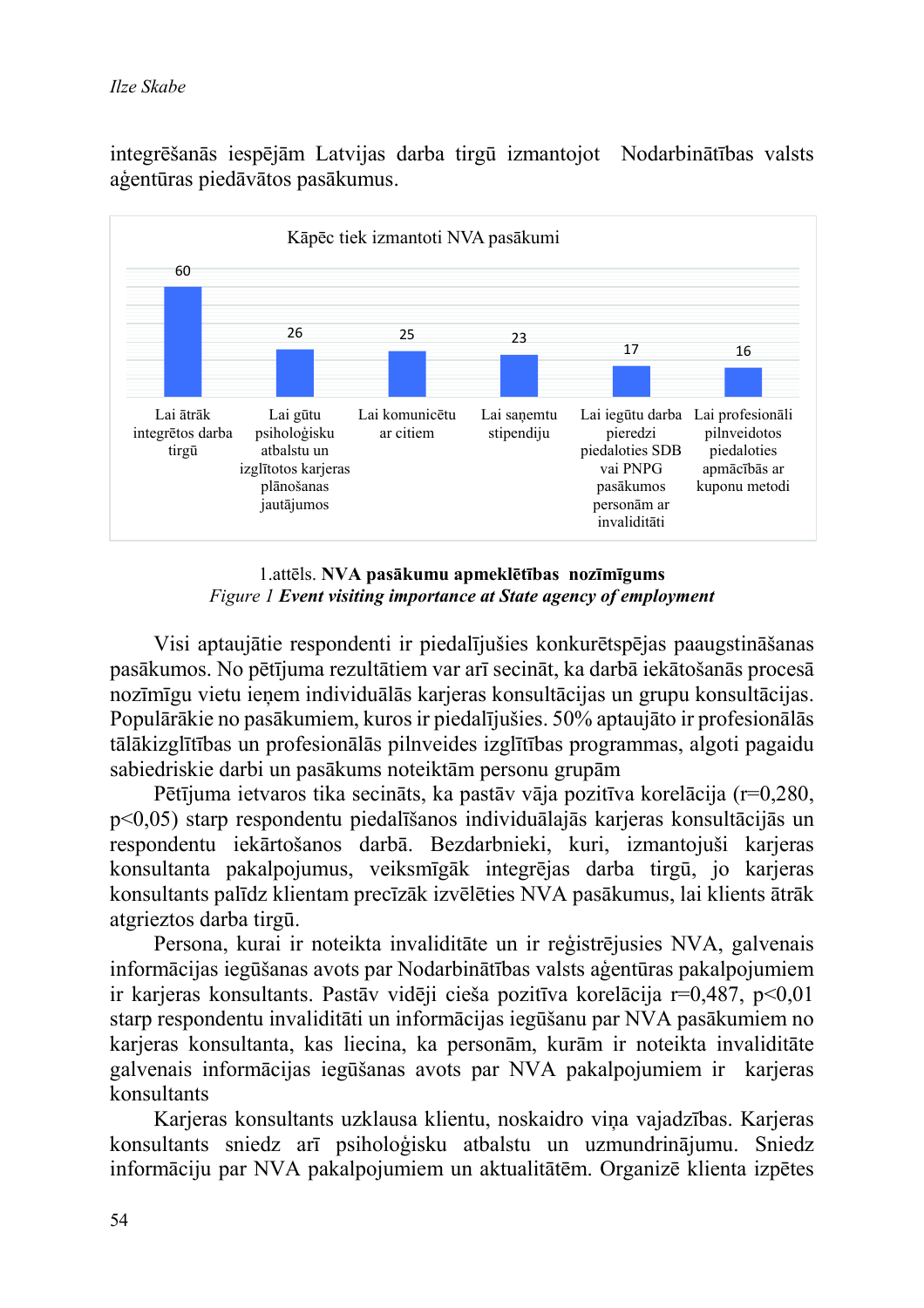integrēšanās iespējām Latvijas darba tirgū izmantojot Nodarbinātības valsts aģentūras piedāvātos pasākumus.

Kāpēc tiek izmantoti NVA pasākumi

60
26
25
23
17
16

Lai ātrāk integrētos darba tirgū

Lai gūtu psiholoģisku atbalstu un izglītotos karjeras plānošanas jautājumos

Lai komunicētu ar citiem

Lai saņemtu stipendiju

Lai iegūtu darba pieredzi piedaloties SDB vai PNPG pasākumos personām ar invaliditāti

Lai profesionāli pilnveidotos piedaloties apmācībās ar kuponu metodi

1.attēls. **NVA pasākumu apmeklētības nozīmīgums**
*Figure 1* ***Event visiting importance at State agency of employment***

Visi aptaujātie respondenti ir piedalījušies konkurētspējas paaugstināšanas pasākumos. No pētījuma rezultātiem var arī secināt, ka darbā iekātošanās procesā nozīmīgu vietu ieņem individuālās karjeras konsultācijas un grupu konsultācijas. Populārākie no pasākumiem, kuros ir piedalījušies. 50% aptaujāto ir profesionālās tālākizglītības un profesionālās pilnveides izglītības programmas, algoti pagaidu sabiedriskie darbi un pasākums noteiktām personu grupām

Pētījuma ietvaros tika secināts, ka pastāv vāja pozitīva korelācija ($r=0,280$, $p<0,05$) starp respondentu piedalīšanos individuālajās karjeras konsultācijās un respondentu iekārtošanos darbā. Bezdarbnieki, kuri, izmantojuši karjeras konsultanta pakalpojumus, veiksmīgāk integrējas darba tirgū, jo karjeras konsultants palīdz klientam precīzāk izvēlēties NVA pasākumus, lai klients ātrāk atgrieztos darba tirgū.

Persona, kurai ir noteikta invaliditāte un ir reģistrējusies NVA, galvenais informācijas iegūšanas avots par Nodarbinātības valsts aģentūras pakalpojumiem ir karjeras konsultants. Pastāv vidēji cieša pozitīva korelācija $r=0,487$, $p<0,01$ starp respondentu invaliditāti un informācijas iegūšanu par NVA pasākumiem no karjeras konsultanta, kas liecina, ka personām, kurām ir noteikta invaliditāte galvenais informācijas iegūšanas avots par NVA pakalpojumiem ir karjeras konsultants

Karjeras konsultants uzklausa klientu, noskaidro viņa vajadzības. Karjeras konsultants sniedz arī psiholoģisku atbalstu un uzmundrinājumu. Sniedz informāciju par NVA pakalpojumiem un aktualitātēm. Organizē klienta izpētes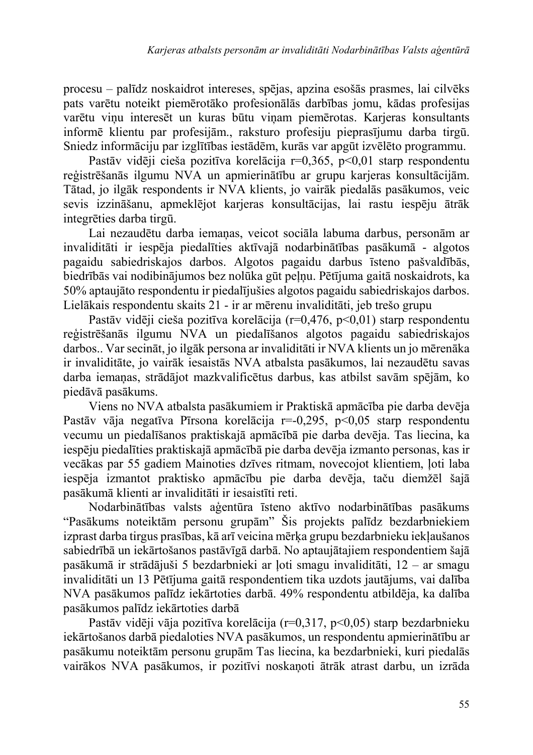procesu – palīdz noskaidrot intereses, spējas, apzina esošās prasmes, lai cilvēks pats varētu noteikt piemērotāko profesionālās darbības jomu, kādas profesijas varētu viņu interesēt un kuras būtu viņam piemērotas. Karjeras konsultants informē klientu par profesijām., raksturo profesiju pieprasījumu darba tirgū. Sniedz informāciju par izglītības iestādēm, kurās var apgūt izvēlēto programmu.

Pastāv vidēji cieša pozitīva korelācija $r=0{,}365$, $p<0{,}01$ starp respondentu reģistrēšanās ilgumu NVA un apmierinātību ar grupu karjeras konsultācijām. Tātad, jo ilgāk respondents ir NVA klients, jo vairāk piedalās pasākumos, veic sevis izzināšanu, apmeklējot karjeras konsultācijas, lai rastu iespēju ātrāk integrēties darba tirgū.

Lai nezaudētu darba iemaņas, veicot sociāla labuma darbus, personām ar invaliditāti ir iespēja piedalīties aktīvajā nodarbinātības pasākumā - algotos pagaidu sabiedriskajos darbos. Algotos pagaidu darbus īsteno pašvaldībās, biedrībās vai nodibinājumos bez nolūka gūt peļņu. Pētījuma gaitā noskaidrots, ka 50% aptaujāto respondentu ir piedalījušies algotos pagaidu sabiedriskajos darbos. Lielākais respondentu skaits 21 - ir ar mērenu invaliditāti, jeb trešo grupu

Pastāv vidēji cieša pozitīva korelācija ($r=0{,}476$, $p<0{,}01$) starp respondentu reģistrēšanās ilgumu NVA un piedalīšanos algotos pagaidu sabiedriskajos darbos.. Var secināt, jo ilgāk persona ar invaliditāti ir NVA klients un jo mērenāka ir invaliditāte, jo vairāk iesaistās NVA atbalsta pasākumos, lai nezaudētu savas darba iemaņas, strādājot mazkvalificētus darbus, kas atbilst savām spējām, ko piedāvā pasākums.

Viens no NVA atbalsta pasākumiem ir Praktiskā apmācība pie darba devēja Pastāv vāja negatīva Pīrsona korelācija $r=-0{,}295$, $p<0{,}05$ starp respondentu vecumu un piedalīšanos praktiskajā apmācībā pie darba devēja. Tas liecina, ka iespēju piedalīties praktiskajā apmācībā pie darba devēja izmanto personas, kas ir vecākas par 55 gadiem Mainoties dzīves ritmam, novecojot klientiem, ļoti laba iespēja izmantot praktisko apmācību pie darba devēja, taču diemžēl šajā pasākumā klienti ar invaliditāti ir iesaistīti reti.

Nodarbinātības valsts aģentūra īsteno aktīvo nodarbinātības pasākums "Pasākums noteiktām personu grupām" Šis projekts palīdz bezdarbniekiem izprast darba tirgus prasības, kā arī veicina mērķa grupu bezdarbnieku iekļaušanos sabiedrībā un iekārtošanos pastāvīgā darbā. No aptaujātajiem respondentiem šajā pasākumā ir strādājuši 5 bezdarbnieki ar ļoti smagu invaliditāti, 12 – ar smagu invaliditāti un 13 Pētījuma gaitā respondentiem tika uzdots jautājums, vai dalība NVA pasākumos palīdz iekārtoties darbā. 49% respondentu atbildēja, ka dalība pasākumos palīdz iekārtoties darbā

Pastāv vidēji vāja pozitīva korelācija ($r=0{,}317$, $p<0{,}05$) starp bezdarbnieku iekārtošanos darbā piedaloties NVA pasākumos, un respondentu apmierinātību ar pasākumu noteiktām personu grupām Tas liecina, ka bezdarbnieki, kuri piedalās vairākos NVA pasākumos, ir pozitīvi noskaņoti ātrāk atrast darbu, un izrāda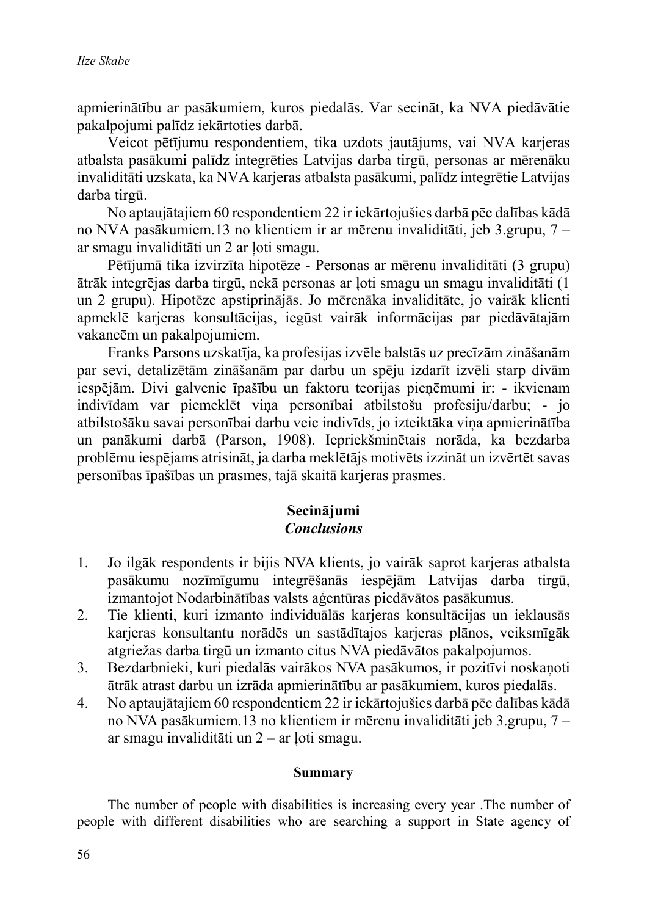apmierinātību ar pasākumiem, kuros piedalās. Var secināt, ka NVA piedāvātie pakalpojumi palīdz iekārtoties darbā.

Veicot pētījumu respondentiem, tika uzdots jautājums, vai NVA karjeras atbalsta pasākumi palīdz integrēties Latvijas darba tirgū, personas ar mērenāku invaliditāti uzskata, ka NVA karjeras atbalsta pasākumi, palīdz integrētie Latvijas darba tirgū.

No aptaujātajiem 60 respondentiem 22 ir iekārtojušies darbā pēc dalības kādā no NVA pasākumiem.13 no klientiem ir ar mērenu invaliditāti, jeb 3.grupu, 7 – ar smagu invaliditāti un 2 ar ļoti smagu.

Pētījumā tika izvirzīta hipotēze - Personas ar mērenu invaliditāti (3 grupu) ātrāk integrējas darba tirgū, nekā personas ar ļoti smagu un smagu invaliditāti (1 un 2 grupu). Hipotēze apstiprinājās. Jo mērenāka invaliditāte, jo vairāk klienti apmeklē karjeras konsultācijas, iegūst vairāk informācijas par piedāvātajām vakancēm un pakalpojumiem.

Franks Parsons uzskatīja, ka profesijas izvēle balstās uz precīzām zināšanām par sevi, detalizētām zināšanām par darbu un spēju izdarīt izvēli starp divām iespējām. Divi galvenie īpašību un faktoru teorijas pieņēmumi ir: - ikvienam indivīdam var piemeklēt viņa personībai atbilstošu profesiju/darbu; - jo atbilstošāku savai personībai darbu veic indivīds, jo izteiktāka viņa apmierinātība un panākumi darbā (Parson, 1908). Iepriekšminētais norāda, ka bezdarba problēmu iespējams atrisināt, ja darba meklētājs motivēts izzināt un izvērtēt savas personības īpašības un prasmes, tajā skaitā karjeras prasmes.

## Secinājumi
## *Conclusions*

1. Jo ilgāk respondents ir bijis NVA klients, jo vairāk saprot karjeras atbalsta pasākumu nozīmīgumu integrēšanās iespējām Latvijas darba tirgū, izmantojot Nodarbinātības valsts aģentūras piedāvātos pasākumus.
2. Tie klienti, kuri izmanto individuālās karjeras konsultācijas un ieklausās karjeras konsultantu norādēs un sastādītajos karjeras plānos, veiksmīgāk atgriežas darba tirgū un izmanto citus NVA piedāvātos pakalpojumos.
3. Bezdarbnieki, kuri piedalās vairākos NVA pasākumos, ir pozitīvi noskaņoti ātrāk atrast darbu un izrāda apmierinātību ar pasākumiem, kuros piedalās.
4. No aptaujātajiem 60 respondentiem 22 ir iekārtojušies darbā pēc dalības kādā no NVA pasākumiem.13 no klientiem ir mērenu invaliditāti jeb 3.grupu, 7 – ar smagu invaliditāti un 2 – ar ļoti smagu.

### Summary

The number of people with disabilities is increasing every year .The number of people with different disabilities who are searching a support in State agency of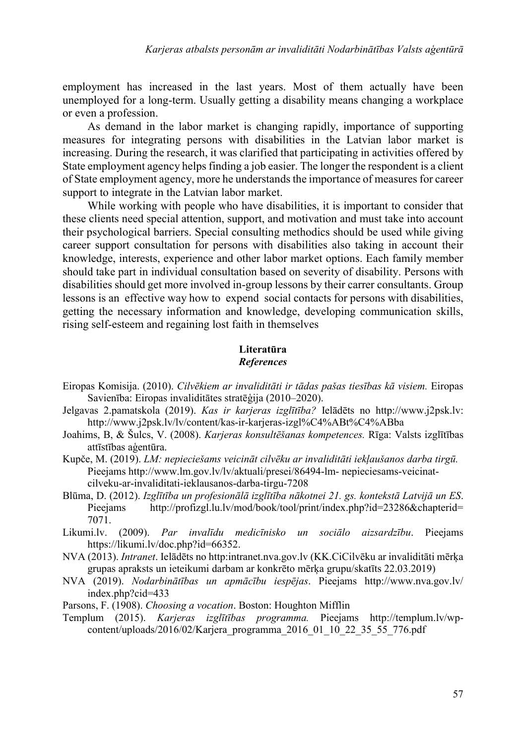employment has increased in the last years. Most of them actually have been unemployed for a long-term. Usually getting a disability means changing a workplace or even a profession.

As demand in the labor market is changing rapidly, importance of supporting measures for integrating persons with disabilities in the Latvian labor market is increasing. During the research, it was clarified that participating in activities offered by State employment agency helps finding a job easier. The longer the respondent is a client of State employment agency, more he understands the importance of measures for career support to integrate in the Latvian labor market.

While working with people who have disabilities, it is important to consider that these clients need special attention, support, and motivation and must take into account their psychological barriers. Special consulting methodics should be used while giving career support consultation for persons with disabilities also taking in account their knowledge, interests, experience and other labor market options. Each family member should take part in individual consultation based on severity of disability. Persons with disabilities should get more involved in-group lessons by their carrer consultants. Group lessons is an effective way how to expend social contacts for persons with disabilities, getting the necessary information and knowledge, developing communication skills, rising self-esteem and regaining lost faith in themselves

## Literatūra
### *References*

Eiropas Komisija. (2010). *Cilvēkiem ar invaliditāti ir tādas pašas tiesības kā visiem.* Eiropas Savienība: Eiropas invaliditātes stratēģija (2010–2020).

Jelgavas 2.pamatskola (2019). *Kas ir karjeras izglītība?* Ielādēts no http://www.j2psk.lv: http://www.j2psk.lv/lv/content/kas-ir-karjeras-izgl%C4%ABt%C4%ABba

Joahims, B, & Šulcs, V. (2008). *Karjeras konsultēšanas kompetences.* Rīga: Valsts izglītības attīstības aģentūra.

Kupče, M. (2019). *LM: nepieciešams veicināt cilvēku ar invaliditāti iekļaušanos darba tirgū.* Pieejams http://www.lm.gov.lv/lv/aktuali/presei/86494-lm- nepieciesams-veicinat-cilveku-ar-invaliditati-ieklausanos-darba-tirgu-7208

Blūma, D. (2012). *Izglītība un profesionālā izglītība nākotnei 21. gs. kontekstā Latvijā un ES.* Pieejams http://profizgl.lu.lv/mod/book/tool/print/index.php?id=23286&chapterid=7071.

Likumi.lv. (2009). *Par invalīdu medicīnisko un sociālo aizsardzību*. Pieejams https://likumi.lv/doc.php?id=66352.

NVA (2013). *Intranet*. Ielādēts no http:intranet.nva.gov.lv (KK.CiCilvēku ar invaliditāti mērķa grupas apraksts un ieteikumi darbam ar konkrēto mērķa grupu/skatīts 22.03.2019)

NVA (2019). *Nodarbinātības un apmācību iespējas*. Pieejams http://www.nva.gov.lv/index.php?cid=433

Parsons, F. (1908). *Choosing a vocation*. Boston: Houghton Mifflin

Templum (2015). *Karjeras izglītības programma.* Pieejams http://templum.lv/wp-content/uploads/2016/02/Karjera_programma_2016_01_10_22_35_55_776.pdf